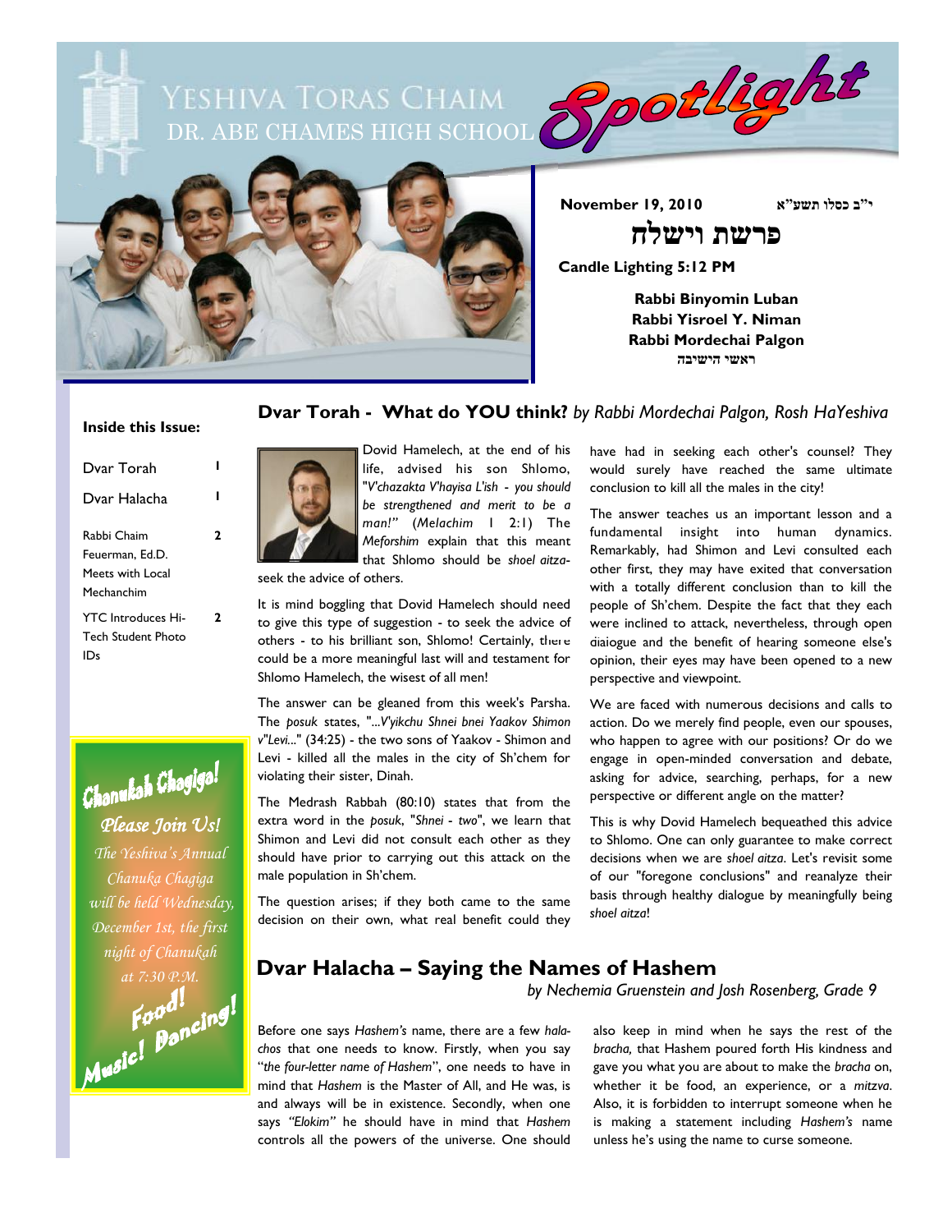# YESHIVA TORAS CHAIM
## DR. ABE CHAMES HIGH SCHOOL
# Spotlight

**November 19, 2010** **י"ב כסלו תשע"א**

# פרשת וישלח

**Candle Lighting 5:12 PM**

**Rabbi Binyomin Luban**
**Rabbi Yisroel Y. Niman**
**Rabbi Mordechai Palgon**
**ראשי הישיבה**

**Inside this Issue:**

| | |
|---|---|
| Dvar Torah | 1 |
| Dvar Halacha | 1 |
| Rabbi Chaim Feuerman, Ed.D. Meets with Local Mechanchim | 2 |
| YTC Introduces Hi-Tech Student Photo IDs | 2 |

**Chanukah Chagiga!**

*Please Join Us!*

*The Yeshiva's Annual Chanuka Chagiga will be held Wednesday, December 1st, the first night of Chanukah at 7:30 P.M.*

*Food! Music! Dancing!*

## Dvar Torah - What do YOU think? *by Rabbi Mordechai Palgon, Rosh HaYeshiva*

Dovid Hamelech, at the end of his life, advised his son Shlomo, "*V'chazakta V'hayisa L'ish - you should be strengthened and merit to be a man!*" (*Melachim* I 2:1) The *Meforshim* explain that this meant that Shlomo should be *shoel aitza*- seek the advice of others.

It is mind boggling that Dovid Hamelech should need to give this type of suggestion - to seek the advice of others - to his brilliant son, Shlomo! Certainly, there could be a more meaningful last will and testament for Shlomo Hamelech, the wisest of all men!

The answer can be gleaned from this week's Parsha. The *posuk* states, "*...V'yikchu Shnei bnei Yaakov Shimon v"Levi...*" (34:25) - the two sons of Yaakov - Shimon and Levi - killed all the males in the city of Sh'chem for violating their sister, Dinah.

The Medrash Rabbah (80:10) states that from the extra word in the *posuk*, "*Shnei - two*", we learn that Shimon and Levi did not consult each other as they should have prior to carrying out this attack on the male population in Sh'chem.

The question arises; if they both came to the same decision on their own, what real benefit could they have had in seeking each other's counsel? They would surely have reached the same ultimate conclusion to kill all the males in the city!

The answer teaches us an important lesson and a fundamental insight into human dynamics. Remarkably, had Shimon and Levi consulted each other first, they may have exited that conversation with a totally different conclusion than to kill the people of Sh'chem. Despite the fact that they each were inclined to attack, nevertheless, through open dialogue and the benefit of hearing someone else's opinion, their eyes may have been opened to a new perspective and viewpoint.

We are faced with numerous decisions and calls to action. Do we merely find people, even our spouses, who happen to agree with our positions? Or do we engage in open-minded conversation and debate, asking for advice, searching, perhaps, for a new perspective or different angle on the matter?

This is why Dovid Hamelech bequeathed this advice to Shlomo. One can only guarantee to make correct decisions when we are *shoel aitza*. Let's revisit some of our "foregone conclusions" and reanalyze their basis through healthy dialogue by meaningfully being *shoel aitza*!

## Dvar Halacha – Saying the Names of Hashem

*by Nechemia Gruenstein and Josh Rosenberg, Grade 9*

Before one says *Hashem's* name, there are a few *halachos* that one needs to know. Firstly, when you say "*the four-letter name of Hashem*", one needs to have in mind that *Hashem* is the Master of All, and He was, is and always will be in existence. Secondly, when one says *"Elokim"* he should have in mind that *Hashem* controls all the powers of the universe. One should also keep in mind when he says the rest of the *bracha,* that Hashem poured forth His kindness and gave you what you are about to make the *bracha* on, whether it be food, an experience, or a *mitzva*. Also, it is forbidden to interrupt someone when he is making a statement including *Hashem's* name unless he's using the name to curse someone.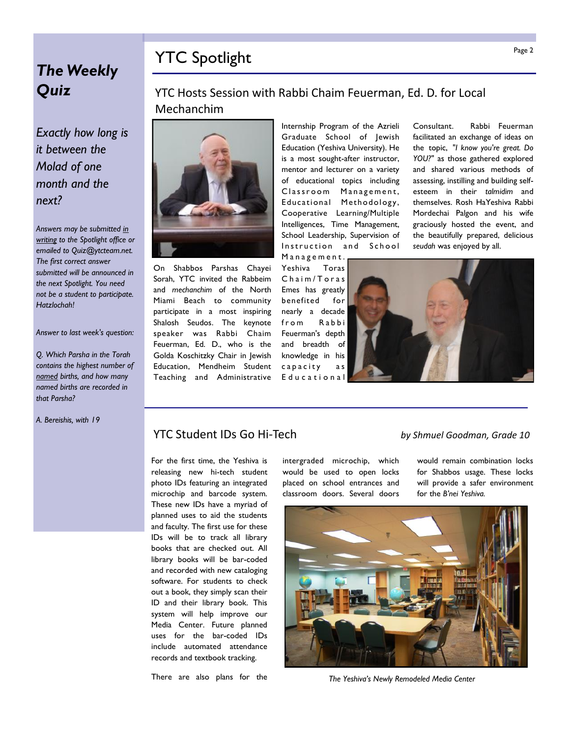# The Weekly Quiz

*Exactly how long is it between the Molad of one month and the next?*

*Answers may be submitted <u>in writing</u> to the Spotlight office or emailed to Quiz@ytcteam.net. The first correct answer submitted will be announced in the next Spotlight. You need not be a student to participate. Hatzlochah!*

*Answer to last week's question:*

*Q. Which Parsha in the Torah contains the highest number of <u>named</u> births, and how many named births are recorded in that Parsha?*

*A. Bereishis, with 19*

# YTC Spotlight

## YTC Hosts Session with Rabbi Chaim Feuerman, Ed. D. for Local Mechanchim

On Shabbos Parshas Chayei Sorah, YTC invited the Rabbeim and *mechanchim* of the North Miami Beach to community participate in a most inspiring Shalosh Seudos. The keynote speaker was Rabbi Chaim Feuerman, Ed. D., who is the Golda Koschitzky Chair in Jewish Education, Mendheim Student Teaching and Administrative Internship Program of the Azrieli Graduate School of Jewish Education (Yeshiva University). He is a most sought-after instructor, mentor and lecturer on a variety of educational topics including Classroom Management, Educational Methodology, Cooperative Learning/Multiple Intelligences, Time Management, School Leadership, Supervision of Instruction and School Management. Yeshiva Toras Chaim/Toras Emes has greatly benefited for nearly a decade from Rabbi Feuerman's depth and breadth of knowledge in his capacity as Educational Consultant. Rabbi Feuerman facilitated an exchange of ideas on the topic, *"I know you're great. Do YOU?"* as those gathered explored and shared various methods of assessing, instilling and building self-esteem in their *talmidim* and themselves. Rosh HaYeshiva Rabbi Mordechai Palgon and his wife graciously hosted the event, and the beautifully prepared, delicious *seudah* was enjoyed by all.

## YTC Student IDs Go Hi-Tech

*by Shmuel Goodman, Grade 10*

For the first time, the Yeshiva is releasing new hi-tech student photo IDs featuring an integrated microchip and barcode system. These new IDs have a myriad of planned uses to aid the students and faculty. The first use for these IDs will be to track all library books that are checked out. All library books will be bar-coded and recorded with new cataloging software. For students to check out a book, they simply scan their ID and their library book. This system will help improve our Media Center. Future planned uses for the bar-coded IDs include automated attendance records and textbook tracking.

There are also plans for the intergraded microchip, which would be used to open locks placed on school entrances and classroom doors. Several doors would remain combination locks for Shabbos usage. These locks will provide a safer environment for the *B'nei Yeshiva.*

*The Yeshiva's Newly Remodeled Media Center*